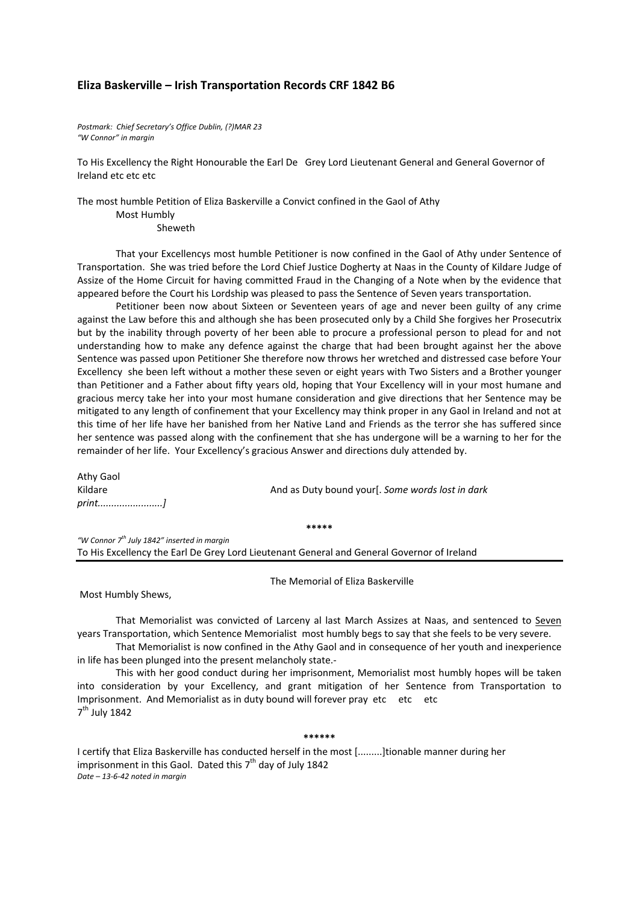## Eliza Baskerville – Irish Transportation Records CRF 1842 B6

*Postmark: Chief Secretary's Office Dublin, (?)MAR 23*
*"W Connor" in margin*

To His Excellency the Right Honourable the Earl De Grey Lord Lieutenant General and General Governor of Ireland etc etc etc

The most humble Petition of Eliza Baskerville a Convict confined in the Gaol of Athy
Most Humbly
Sheweth

That your Excellencys most humble Petitioner is now confined in the Gaol of Athy under Sentence of Transportation. She was tried before the Lord Chief Justice Dogherty at Naas in the County of Kildare Judge of Assize of the Home Circuit for having committed Fraud in the Changing of a Note when by the evidence that appeared before the Court his Lordship was pleased to pass the Sentence of Seven years transportation.

Petitioner been now about Sixteen or Seventeen years of age and never been guilty of any crime against the Law before this and although she has been prosecuted only by a Child She forgives her Prosecutrix but by the inability through poverty of her been able to procure a professional person to plead for and not understanding how to make any defence against the charge that had been brought against her the above Sentence was passed upon Petitioner She therefore now throws her wretched and distressed case before Your Excellency she been left without a mother these seven or eight years with Two Sisters and a Brother younger than Petitioner and a Father about fifty years old, hoping that Your Excellency will in your most humane and gracious mercy take her into your most humane consideration and give directions that her Sentence may be mitigated to any length of confinement that your Excellency may think proper in any Gaol in Ireland and not at this time of her life have her banished from her Native Land and Friends as the terror she has suffered since her sentence was passed along with the confinement that she has undergone will be a warning to her for the remainder of her life. Your Excellency's gracious Answer and directions duly attended by.

Athy Gaol
Kildare — And as Duty bound your[. *Some words lost in dark print........................]*

\*\*\*\*\*

*"W Connor 7th July 1842" inserted in margin*
To His Excellency the Earl De Grey Lord Lieutenant General and General Governor of Ireland

The Memorial of Eliza Baskerville

Most Humbly Shews,

That Memorialist was convicted of Larceny al last March Assizes at Naas, and sentenced to <u>Seven</u> years Transportation, which Sentence Memorialist most humbly begs to say that she feels to be very severe.

That Memorialist is now confined in the Athy Gaol and in consequence of her youth and inexperience in life has been plunged into the present melancholy state.-

This with her good conduct during her imprisonment, Memorialist most humbly hopes will be taken into consideration by your Excellency, and grant mitigation of her Sentence from Transportation to Imprisonment. And Memorialist as in duty bound will forever pray etc etc etc
7th July 1842

\*\*\*\*\*\*

I certify that Eliza Baskerville has conducted herself in the most [.........]tionable manner during her imprisonment in this Gaol. Dated this 7th day of July 1842
*Date – 13-6-42 noted in margin*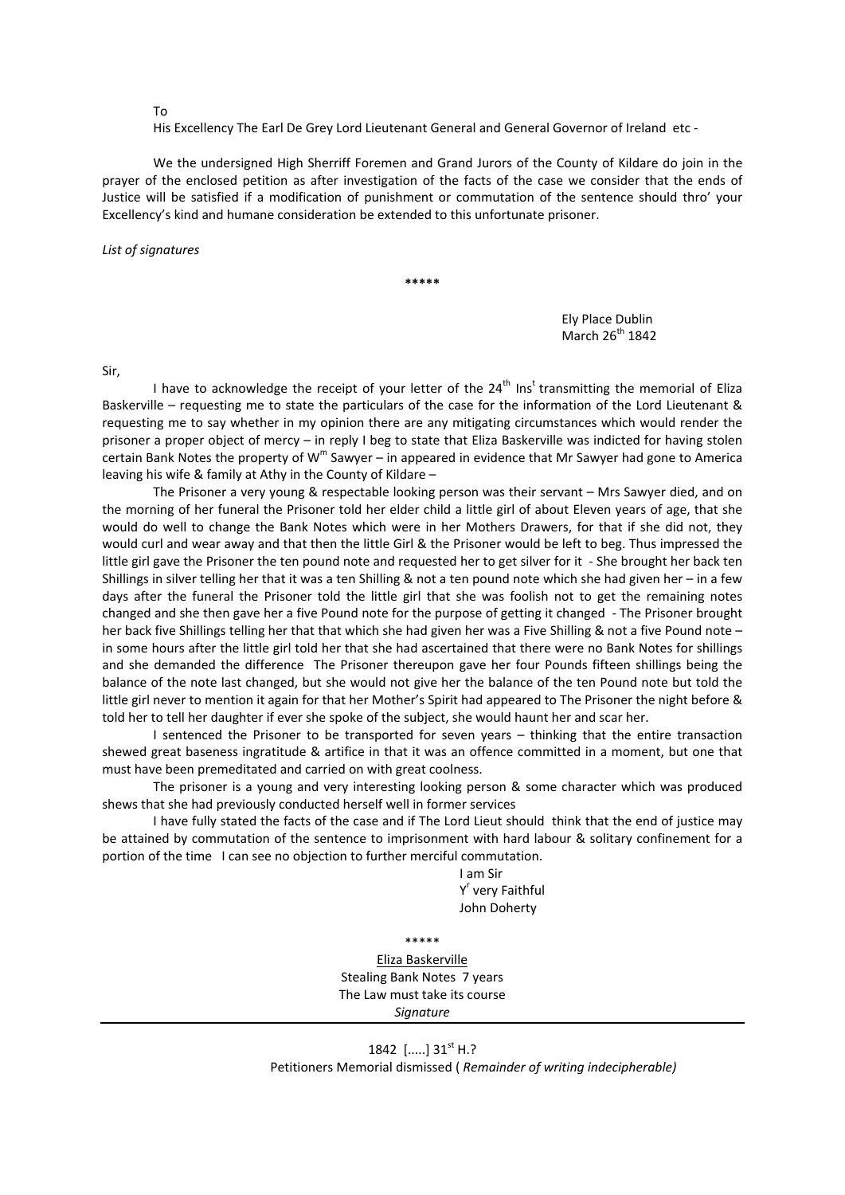To

His Excellency The Earl De Grey Lord Lieutenant General and General Governor of Ireland etc -

We the undersigned High Sherriff Foremen and Grand Jurors of the County of Kildare do join in the prayer of the enclosed petition as after investigation of the facts of the case we consider that the ends of Justice will be satisfied if a modification of punishment or commutation of the sentence should thro' your Excellency's kind and humane consideration be extended to this unfortunate prisoner.

*List of signatures*

*****

Ely Place Dublin
March 26th 1842

Sir,

I have to acknowledge the receipt of your letter of the 24th Inst transmitting the memorial of Eliza Baskerville – requesting me to state the particulars of the case for the information of the Lord Lieutenant & requesting me to say whether in my opinion there are any mitigating circumstances which would render the prisoner a proper object of mercy – in reply I beg to state that Eliza Baskerville was indicted for having stolen certain Bank Notes the property of Wm Sawyer – in appeared in evidence that Mr Sawyer had gone to America leaving his wife & family at Athy in the County of Kildare –

The Prisoner a very young & respectable looking person was their servant – Mrs Sawyer died, and on the morning of her funeral the Prisoner told her elder child a little girl of about Eleven years of age, that she would do well to change the Bank Notes which were in her Mothers Drawers, for that if she did not, they would curl and wear away and that then the little Girl & the Prisoner would be left to beg. Thus impressed the little girl gave the Prisoner the ten pound note and requested her to get silver for it - She brought her back ten Shillings in silver telling her that it was a ten Shilling & not a ten pound note which she had given her – in a few days after the funeral the Prisoner told the little girl that she was foolish not to get the remaining notes changed and she then gave her a five Pound note for the purpose of getting it changed - The Prisoner brought her back five Shillings telling her that that which she had given her was a Five Shilling & not a five Pound note – in some hours after the little girl told her that she had ascertained that there were no Bank Notes for shillings and she demanded the difference The Prisoner thereupon gave her four Pounds fifteen shillings being the balance of the note last changed, but she would not give her the balance of the ten Pound note but told the little girl never to mention it again for that her Mother's Spirit had appeared to The Prisoner the night before & told her to tell her daughter if ever she spoke of the subject, she would haunt her and scar her.

I sentenced the Prisoner to be transported for seven years – thinking that the entire transaction shewed great baseness ingratitude & artifice in that it was an offence committed in a moment, but one that must have been premeditated and carried on with great coolness.

The prisoner is a young and very interesting looking person & some character which was produced shews that she had previously conducted herself well in former services

I have fully stated the facts of the case and if The Lord Lieut should think that the end of justice may be attained by commutation of the sentence to imprisonment with hard labour & solitary confinement for a portion of the time I can see no objection to further merciful commutation.

I am Sir
Yr very Faithful
John Doherty

*****

Eliza Baskerville
Stealing Bank Notes 7 years
The Law must take its course
*Signature*

1842 [.....] 31st H.?
Petitioners Memorial dismissed ( *Remainder of writing indecipherable)*